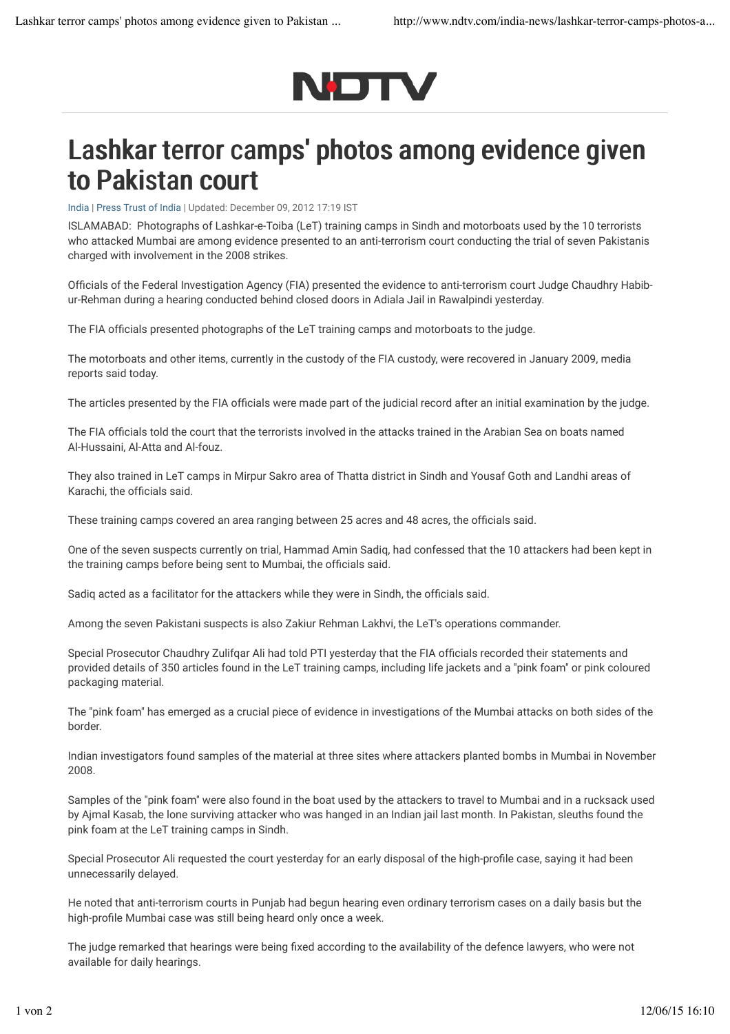NDTV

# Lashkar terror camps' photos among evidence given to Pakistan court

India | Press Trust of India | Updated: December 09, 2012 17:19 IST

ISLAMABAD: Photographs of Lashkar-e-Toiba (LeT) training camps in Sindh and motorboats used by the 10 terrorists who attacked Mumbai are among evidence presented to an anti-terrorism court conducting the trial of seven Pakistanis charged with involvement in the 2008 strikes.

Officials of the Federal Investigation Agency (FIA) presented the evidence to anti-terrorism court Judge Chaudhry Habib-ur-Rehman during a hearing conducted behind closed doors in Adiala Jail in Rawalpindi yesterday.

The FIA officials presented photographs of the LeT training camps and motorboats to the judge.

The motorboats and other items, currently in the custody of the FIA custody, were recovered in January 2009, media reports said today.

The articles presented by the FIA officials were made part of the judicial record after an initial examination by the judge.

The FIA officials told the court that the terrorists involved in the attacks trained in the Arabian Sea on boats named Al-Hussaini, Al-Atta and Al-fouz.

They also trained in LeT camps in Mirpur Sakro area of Thatta district in Sindh and Yousaf Goth and Landhi areas of Karachi, the officials said.

These training camps covered an area ranging between 25 acres and 48 acres, the officials said.

One of the seven suspects currently on trial, Hammad Amin Sadiq, had confessed that the 10 attackers had been kept in the training camps before being sent to Mumbai, the officials said.

Sadiq acted as a facilitator for the attackers while they were in Sindh, the officials said.

Among the seven Pakistani suspects is also Zakiur Rehman Lakhvi, the LeT's operations commander.

Special Prosecutor Chaudhry Zulifqar Ali had told PTI yesterday that the FIA officials recorded their statements and provided details of 350 articles found in the LeT training camps, including life jackets and a "pink foam" or pink coloured packaging material.

The "pink foam" has emerged as a crucial piece of evidence in investigations of the Mumbai attacks on both sides of the border.

Indian investigators found samples of the material at three sites where attackers planted bombs in Mumbai in November 2008.

Samples of the "pink foam" were also found in the boat used by the attackers to travel to Mumbai and in a rucksack used by Ajmal Kasab, the lone surviving attacker who was hanged in an Indian jail last month. In Pakistan, sleuths found the pink foam at the LeT training camps in Sindh.

Special Prosecutor Ali requested the court yesterday for an early disposal of the high-profile case, saying it had been unnecessarily delayed.

He noted that anti-terrorism courts in Punjab had begun hearing even ordinary terrorism cases on a daily basis but the high-profile Mumbai case was still being heard only once a week.

The judge remarked that hearings were being fixed according to the availability of the defence lawyers, who were not available for daily hearings.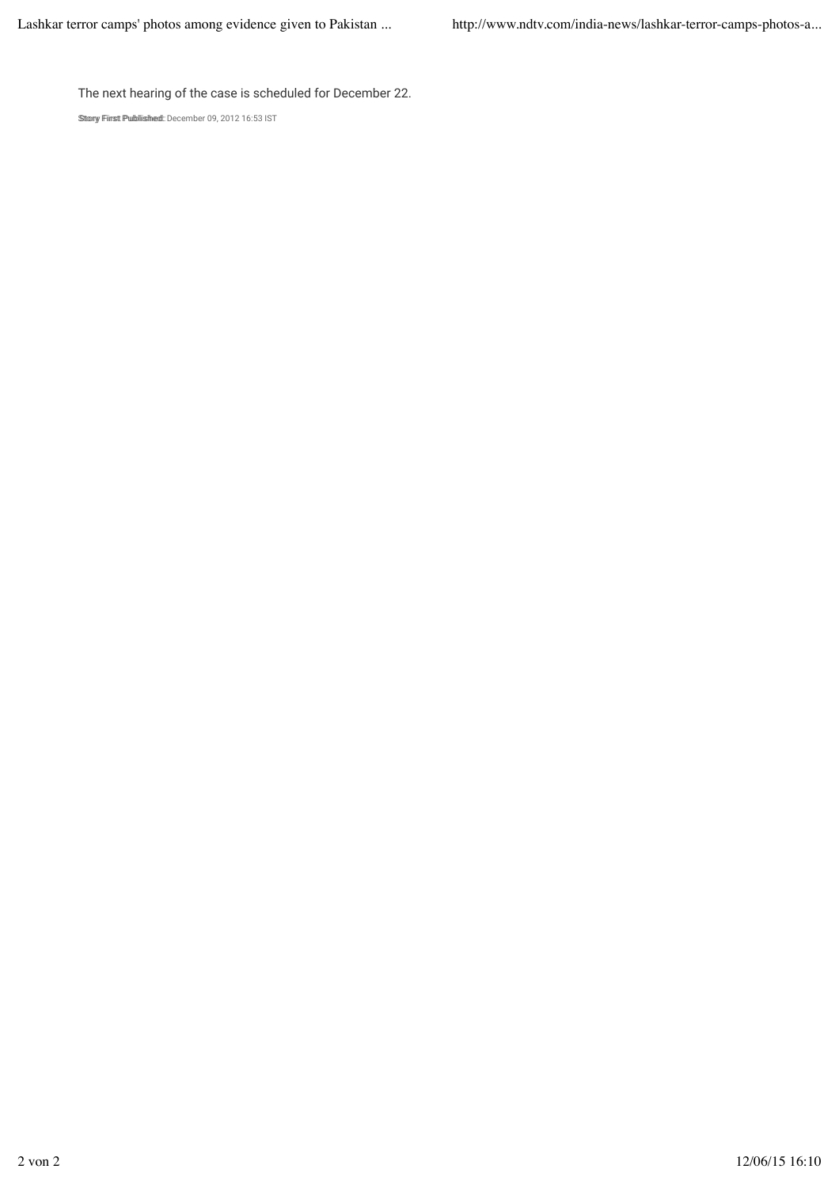The next hearing of the case is scheduled for December 22.

Story First Published: December 09, 2012 16:53 IST